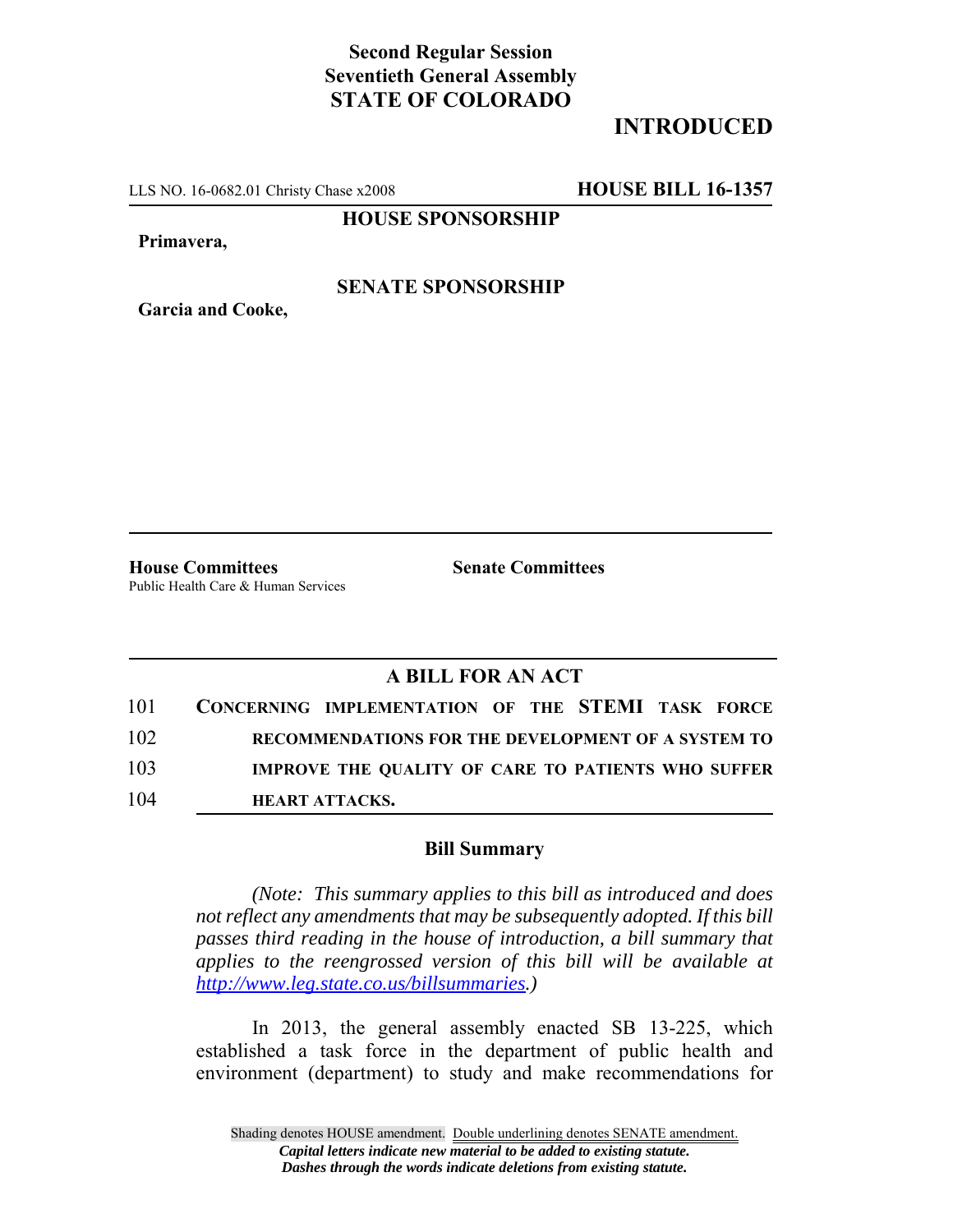**Second Regular Session**
**Seventieth General Assembly**
**STATE OF COLORADO**

**INTRODUCED**

LLS NO. 16-0682.01 Christy Chase x2008 **HOUSE BILL 16-1357**

**HOUSE SPONSORSHIP**

**Primavera,**

**SENATE SPONSORSHIP**

**Garcia and Cooke,**

**House Committees**
Public Health Care & Human Services

**Senate Committees**

## A BILL FOR AN ACT

101 **CONCERNING IMPLEMENTATION OF THE STEMI TASK FORCE**
102 **RECOMMENDATIONS FOR THE DEVELOPMENT OF A SYSTEM TO**
103 **IMPROVE THE QUALITY OF CARE TO PATIENTS WHO SUFFER**
104 **HEART ATTACKS.**

### Bill Summary

*(Note: This summary applies to this bill as introduced and does not reflect any amendments that may be subsequently adopted. If this bill passes third reading in the house of introduction, a bill summary that applies to the reengrossed version of this bill will be available at http://www.leg.state.co.us/billsummaries.)*

In 2013, the general assembly enacted SB 13-225, which established a task force in the department of public health and environment (department) to study and make recommendations for

Shading denotes HOUSE amendment. Double underlining denotes SENATE amendment.
*Capital letters indicate new material to be added to existing statute.*
*Dashes through the words indicate deletions from existing statute.*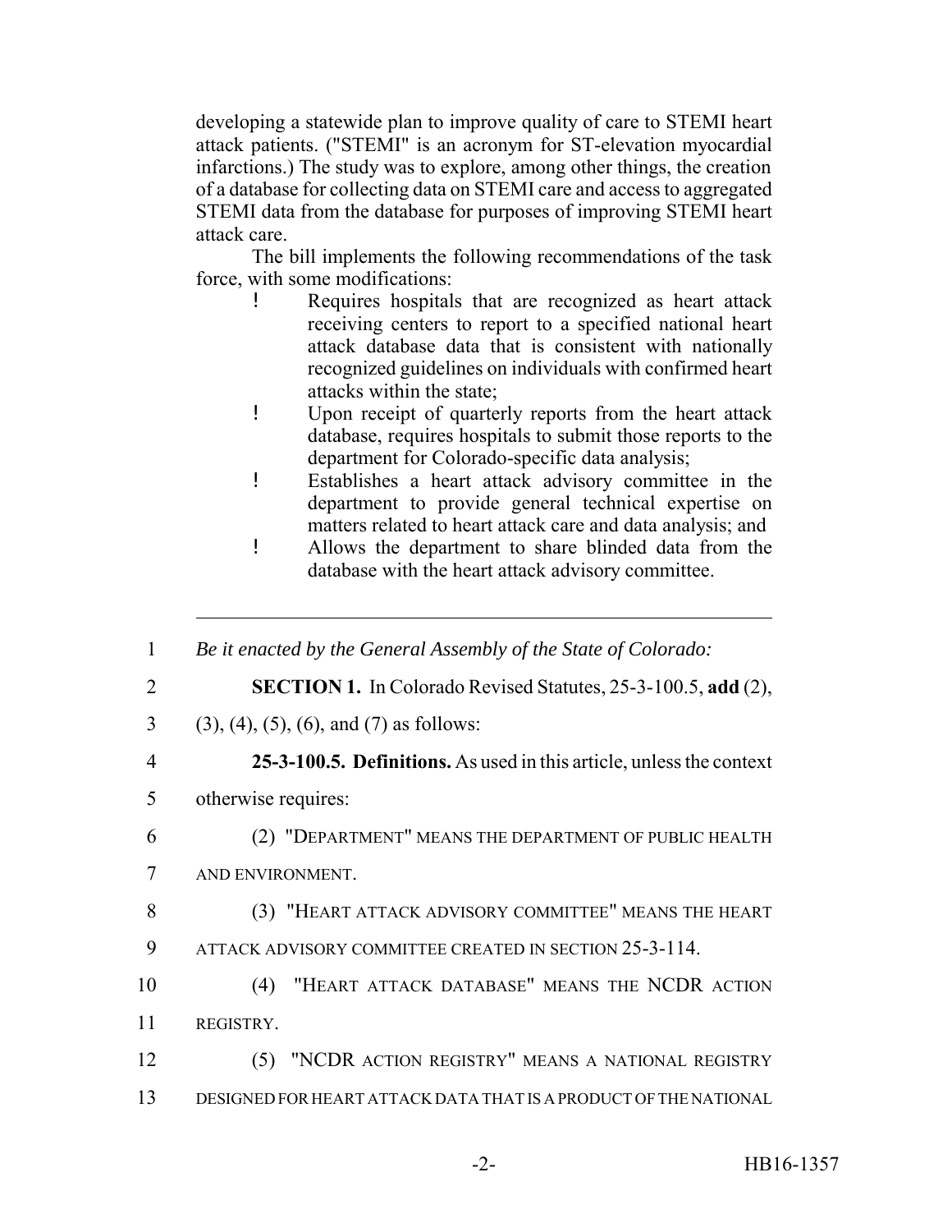developing a statewide plan to improve quality of care to STEMI heart attack patients. ("STEMI" is an acronym for ST-elevation myocardial infarctions.) The study was to explore, among other things, the creation of a database for collecting data on STEMI care and access to aggregated STEMI data from the database for purposes of improving STEMI heart attack care.

The bill implements the following recommendations of the task force, with some modifications:

- Requires hospitals that are recognized as heart attack receiving centers to report to a specified national heart attack database data that is consistent with nationally recognized guidelines on individuals with confirmed heart attacks within the state;
- Upon receipt of quarterly reports from the heart attack database, requires hospitals to submit those reports to the department for Colorado-specific data analysis;
- Establishes a heart attack advisory committee in the department to provide general technical expertise on matters related to heart attack care and data analysis; and
- Allows the department to share blinded data from the database with the heart attack advisory committee.

---

1 *Be it enacted by the General Assembly of the State of Colorado:*

2 **SECTION 1.** In Colorado Revised Statutes, 25-3-100.5, **add** (2),

3 (3), (4), (5), (6), and (7) as follows:

4 **25-3-100.5. Definitions.** As used in this article, unless the context

5 otherwise requires:

6 (2) "DEPARTMENT" MEANS THE DEPARTMENT OF PUBLIC HEALTH

7 AND ENVIRONMENT.

8 (3) "HEART ATTACK ADVISORY COMMITTEE" MEANS THE HEART

9 ATTACK ADVISORY COMMITTEE CREATED IN SECTION 25-3-114.

10 (4) "HEART ATTACK DATABASE" MEANS THE NCDR ACTION

11 REGISTRY.

12 (5) "NCDR ACTION REGISTRY" MEANS A NATIONAL REGISTRY

13 DESIGNED FOR HEART ATTACK DATA THAT IS A PRODUCT OF THE NATIONAL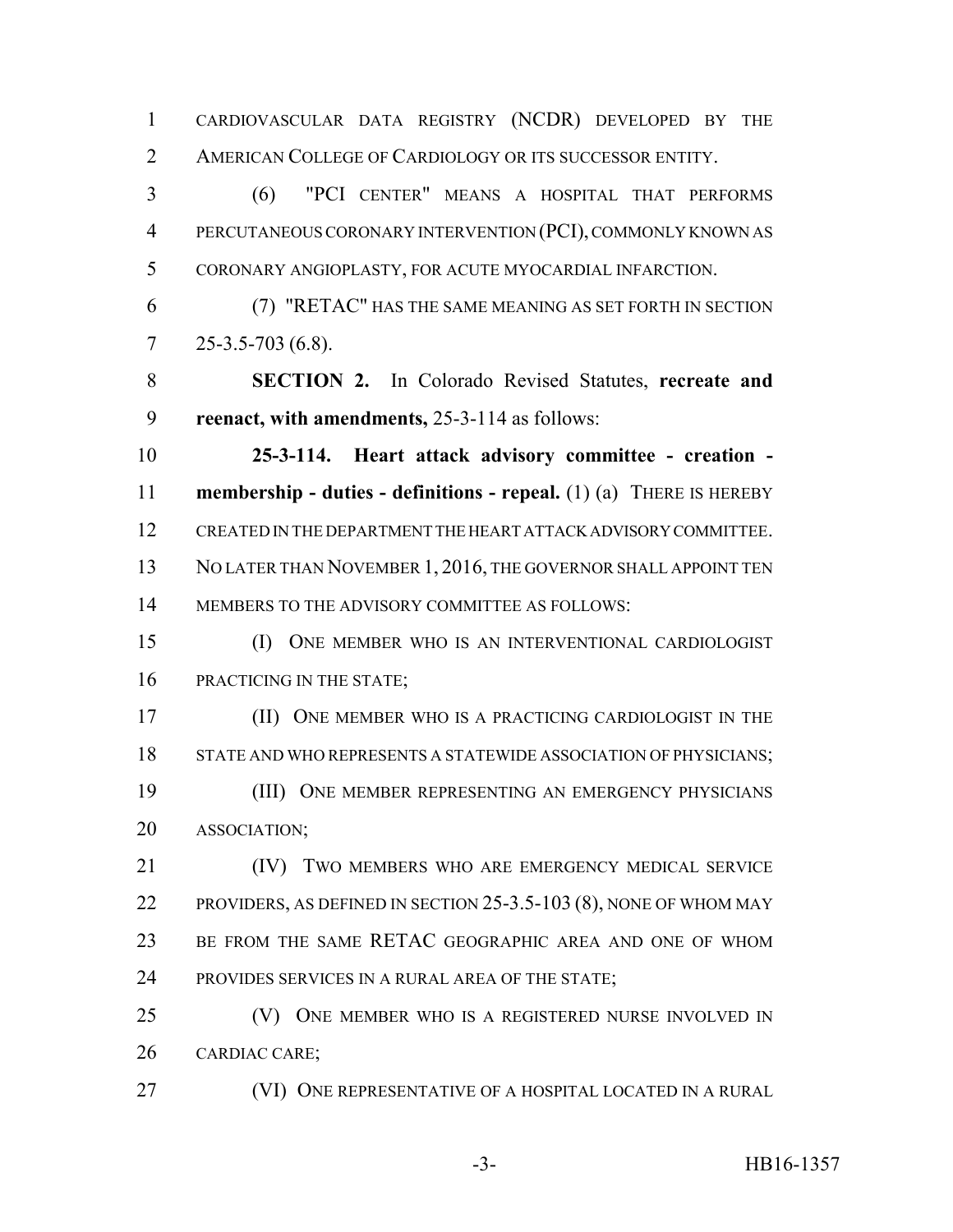CARDIOVASCULAR DATA REGISTRY (NCDR) DEVELOPED BY THE AMERICAN COLLEGE OF CARDIOLOGY OR ITS SUCCESSOR ENTITY.

(6) "PCI CENTER" MEANS A HOSPITAL THAT PERFORMS PERCUTANEOUS CORONARY INTERVENTION (PCI), COMMONLY KNOWN AS CORONARY ANGIOPLASTY, FOR ACUTE MYOCARDIAL INFARCTION.

(7) "RETAC" HAS THE SAME MEANING AS SET FORTH IN SECTION 25-3.5-703 (6.8).

**SECTION 2.** In Colorado Revised Statutes, **recreate and reenact, with amendments,** 25-3-114 as follows:

**25-3-114. Heart attack advisory committee - creation - membership - duties - definitions - repeal.** (1) (a) THERE IS HEREBY CREATED IN THE DEPARTMENT THE HEART ATTACK ADVISORY COMMITTEE. NO LATER THAN NOVEMBER 1, 2016, THE GOVERNOR SHALL APPOINT TEN MEMBERS TO THE ADVISORY COMMITTEE AS FOLLOWS:

(I) ONE MEMBER WHO IS AN INTERVENTIONAL CARDIOLOGIST PRACTICING IN THE STATE;

(II) ONE MEMBER WHO IS A PRACTICING CARDIOLOGIST IN THE STATE AND WHO REPRESENTS A STATEWIDE ASSOCIATION OF PHYSICIANS;

(III) ONE MEMBER REPRESENTING AN EMERGENCY PHYSICIANS ASSOCIATION;

(IV) TWO MEMBERS WHO ARE EMERGENCY MEDICAL SERVICE PROVIDERS, AS DEFINED IN SECTION 25-3.5-103 (8), NONE OF WHOM MAY BE FROM THE SAME RETAC GEOGRAPHIC AREA AND ONE OF WHOM PROVIDES SERVICES IN A RURAL AREA OF THE STATE;

(V) ONE MEMBER WHO IS A REGISTERED NURSE INVOLVED IN CARDIAC CARE;

(VI) ONE REPRESENTATIVE OF A HOSPITAL LOCATED IN A RURAL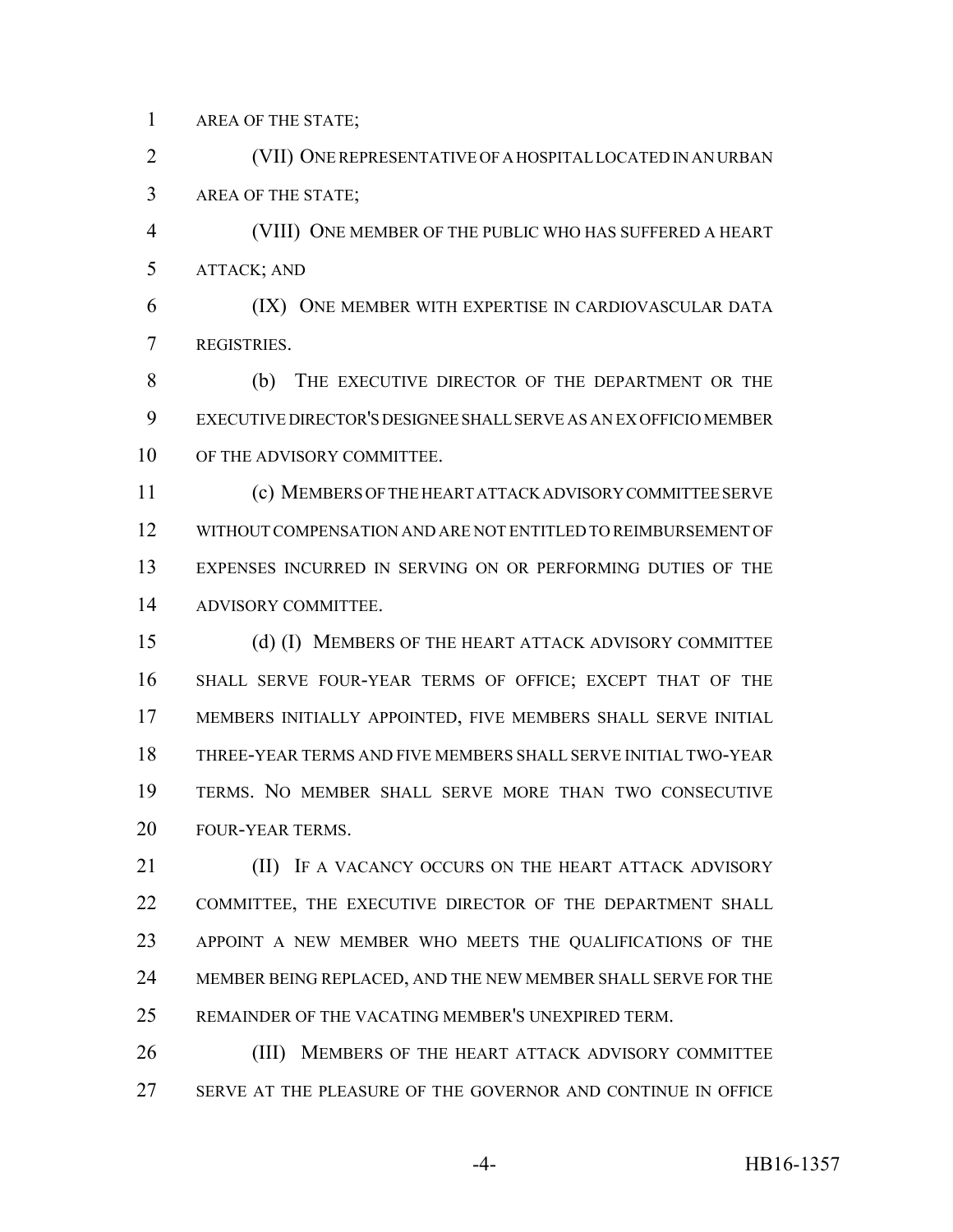AREA OF THE STATE;

(VII) ONE REPRESENTATIVE OF A HOSPITAL LOCATED IN AN URBAN AREA OF THE STATE;

(VIII) ONE MEMBER OF THE PUBLIC WHO HAS SUFFERED A HEART ATTACK; AND

(IX) ONE MEMBER WITH EXPERTISE IN CARDIOVASCULAR DATA REGISTRIES.

(b) THE EXECUTIVE DIRECTOR OF THE DEPARTMENT OR THE EXECUTIVE DIRECTOR'S DESIGNEE SHALL SERVE AS AN EX OFFICIO MEMBER OF THE ADVISORY COMMITTEE.

(c) MEMBERS OF THE HEART ATTACK ADVISORY COMMITTEE SERVE WITHOUT COMPENSATION AND ARE NOT ENTITLED TO REIMBURSEMENT OF EXPENSES INCURRED IN SERVING ON OR PERFORMING DUTIES OF THE ADVISORY COMMITTEE.

(d) (I) MEMBERS OF THE HEART ATTACK ADVISORY COMMITTEE SHALL SERVE FOUR-YEAR TERMS OF OFFICE; EXCEPT THAT OF THE MEMBERS INITIALLY APPOINTED, FIVE MEMBERS SHALL SERVE INITIAL THREE-YEAR TERMS AND FIVE MEMBERS SHALL SERVE INITIAL TWO-YEAR TERMS. NO MEMBER SHALL SERVE MORE THAN TWO CONSECUTIVE FOUR-YEAR TERMS.

(II) IF A VACANCY OCCURS ON THE HEART ATTACK ADVISORY COMMITTEE, THE EXECUTIVE DIRECTOR OF THE DEPARTMENT SHALL APPOINT A NEW MEMBER WHO MEETS THE QUALIFICATIONS OF THE MEMBER BEING REPLACED, AND THE NEW MEMBER SHALL SERVE FOR THE REMAINDER OF THE VACATING MEMBER'S UNEXPIRED TERM.

(III) MEMBERS OF THE HEART ATTACK ADVISORY COMMITTEE SERVE AT THE PLEASURE OF THE GOVERNOR AND CONTINUE IN OFFICE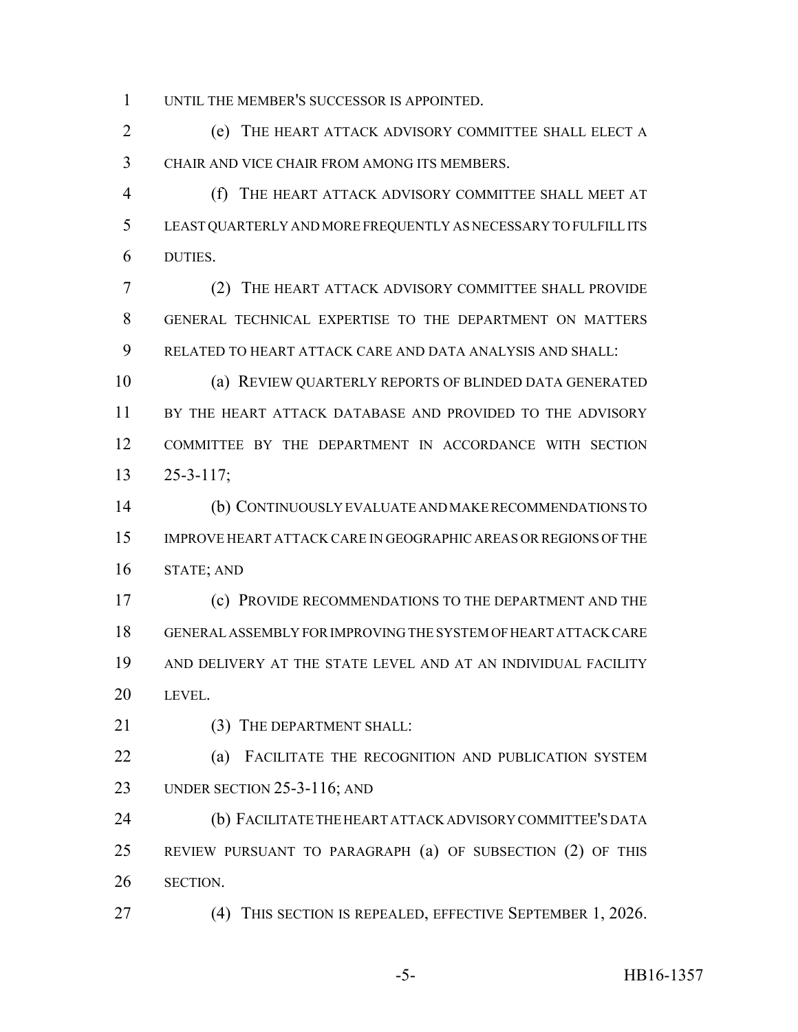UNTIL THE MEMBER'S SUCCESSOR IS APPOINTED.

(e) THE HEART ATTACK ADVISORY COMMITTEE SHALL ELECT A CHAIR AND VICE CHAIR FROM AMONG ITS MEMBERS.

(f) THE HEART ATTACK ADVISORY COMMITTEE SHALL MEET AT LEAST QUARTERLY AND MORE FREQUENTLY AS NECESSARY TO FULFILL ITS DUTIES.

(2) THE HEART ATTACK ADVISORY COMMITTEE SHALL PROVIDE GENERAL TECHNICAL EXPERTISE TO THE DEPARTMENT ON MATTERS RELATED TO HEART ATTACK CARE AND DATA ANALYSIS AND SHALL:

(a) REVIEW QUARTERLY REPORTS OF BLINDED DATA GENERATED BY THE HEART ATTACK DATABASE AND PROVIDED TO THE ADVISORY COMMITTEE BY THE DEPARTMENT IN ACCORDANCE WITH SECTION 25-3-117;

(b) CONTINUOUSLY EVALUATE AND MAKE RECOMMENDATIONS TO IMPROVE HEART ATTACK CARE IN GEOGRAPHIC AREAS OR REGIONS OF THE STATE; AND

(c) PROVIDE RECOMMENDATIONS TO THE DEPARTMENT AND THE GENERAL ASSEMBLY FOR IMPROVING THE SYSTEM OF HEART ATTACK CARE AND DELIVERY AT THE STATE LEVEL AND AT AN INDIVIDUAL FACILITY LEVEL.

(3) THE DEPARTMENT SHALL:

(a) FACILITATE THE RECOGNITION AND PUBLICATION SYSTEM UNDER SECTION 25-3-116; AND

(b) FACILITATE THE HEART ATTACK ADVISORY COMMITTEE'S DATA REVIEW PURSUANT TO PARAGRAPH (a) OF SUBSECTION (2) OF THIS SECTION.

(4) THIS SECTION IS REPEALED, EFFECTIVE SEPTEMBER 1, 2026.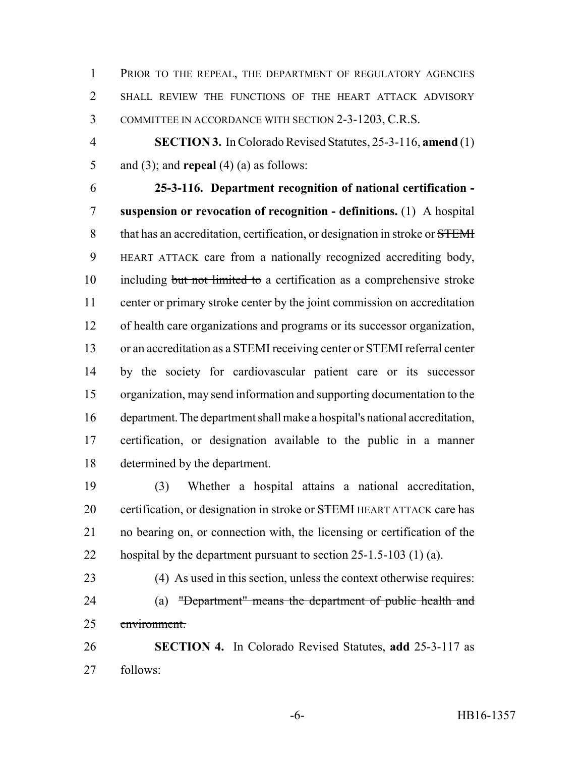PRIOR TO THE REPEAL, THE DEPARTMENT OF REGULATORY AGENCIES SHALL REVIEW THE FUNCTIONS OF THE HEART ATTACK ADVISORY COMMITTEE IN ACCORDANCE WITH SECTION 2-3-1203, C.R.S.

**SECTION 3.** In Colorado Revised Statutes, 25-3-116, **amend** (1) and (3); and **repeal** (4) (a) as follows:

**25-3-116. Department recognition of national certification - suspension or revocation of recognition - definitions.** (1) A hospital that has an accreditation, certification, or designation in stroke or ~~STEMI~~ HEART ATTACK care from a nationally recognized accrediting body, including ~~but not limited to~~ a certification as a comprehensive stroke center or primary stroke center by the joint commission on accreditation of health care organizations and programs or its successor organization, or an accreditation as a STEMI receiving center or STEMI referral center by the society for cardiovascular patient care or its successor organization, may send information and supporting documentation to the department. The department shall make a hospital's national accreditation, certification, or designation available to the public in a manner determined by the department.

(3) Whether a hospital attains a national accreditation, certification, or designation in stroke or ~~STEMI~~ HEART ATTACK care has no bearing on, or connection with, the licensing or certification of the hospital by the department pursuant to section 25-1.5-103 (1) (a).

(4) As used in this section, unless the context otherwise requires:

(a) ~~"Department" means the department of public health and environment.~~

**SECTION 4.** In Colorado Revised Statutes, **add** 25-3-117 as follows: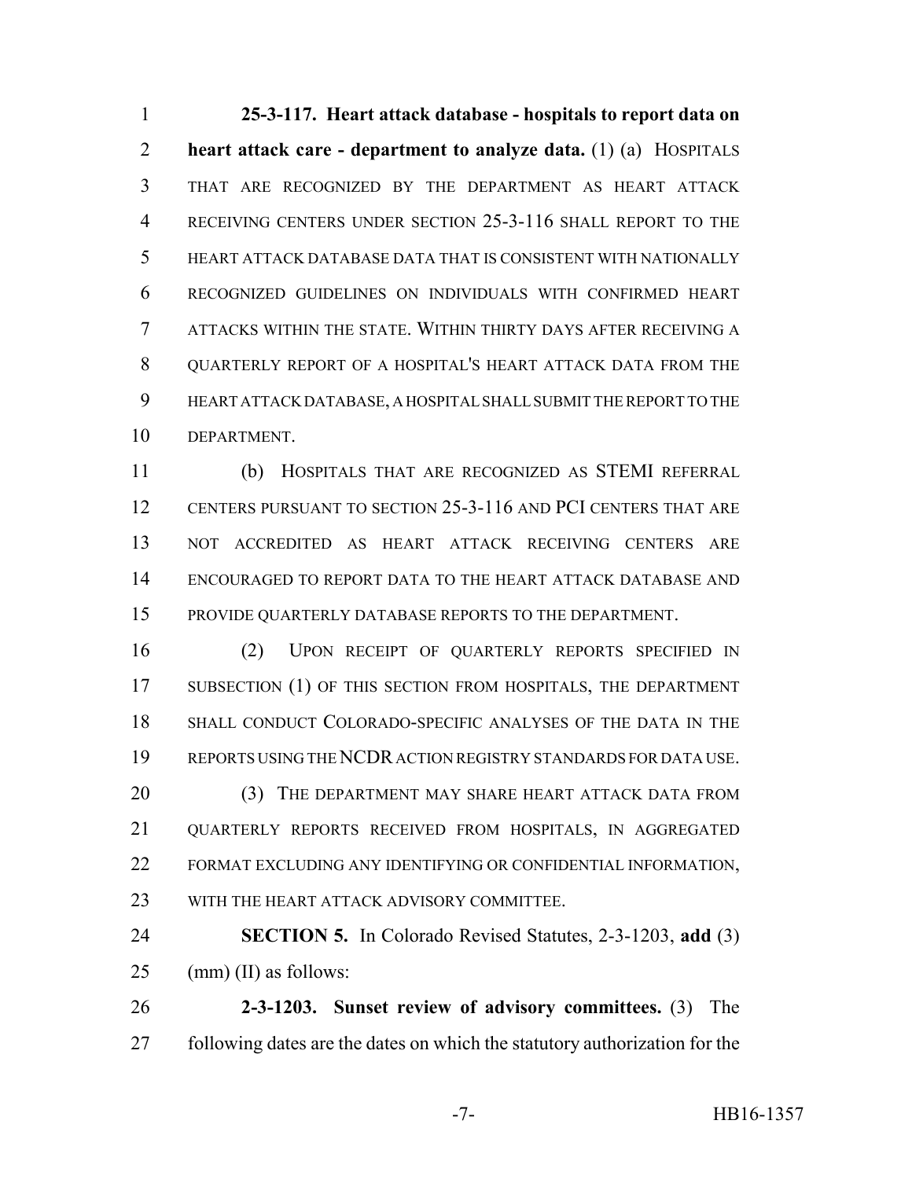**25-3-117. Heart attack database - hospitals to report data on heart attack care - department to analyze data.** (1) (a) HOSPITALS THAT ARE RECOGNIZED BY THE DEPARTMENT AS HEART ATTACK RECEIVING CENTERS UNDER SECTION 25-3-116 SHALL REPORT TO THE HEART ATTACK DATABASE DATA THAT IS CONSISTENT WITH NATIONALLY RECOGNIZED GUIDELINES ON INDIVIDUALS WITH CONFIRMED HEART ATTACKS WITHIN THE STATE. WITHIN THIRTY DAYS AFTER RECEIVING A QUARTERLY REPORT OF A HOSPITAL'S HEART ATTACK DATA FROM THE HEART ATTACK DATABASE, A HOSPITAL SHALL SUBMIT THE REPORT TO THE DEPARTMENT.

(b) HOSPITALS THAT ARE RECOGNIZED AS STEMI REFERRAL CENTERS PURSUANT TO SECTION 25-3-116 AND PCI CENTERS THAT ARE NOT ACCREDITED AS HEART ATTACK RECEIVING CENTERS ARE ENCOURAGED TO REPORT DATA TO THE HEART ATTACK DATABASE AND PROVIDE QUARTERLY DATABASE REPORTS TO THE DEPARTMENT.

(2) UPON RECEIPT OF QUARTERLY REPORTS SPECIFIED IN SUBSECTION (1) OF THIS SECTION FROM HOSPITALS, THE DEPARTMENT SHALL CONDUCT COLORADO-SPECIFIC ANALYSES OF THE DATA IN THE REPORTS USING THE NCDR ACTION REGISTRY STANDARDS FOR DATA USE.

(3) THE DEPARTMENT MAY SHARE HEART ATTACK DATA FROM QUARTERLY REPORTS RECEIVED FROM HOSPITALS, IN AGGREGATED FORMAT EXCLUDING ANY IDENTIFYING OR CONFIDENTIAL INFORMATION, WITH THE HEART ATTACK ADVISORY COMMITTEE.

**SECTION 5.** In Colorado Revised Statutes, 2-3-1203, **add** (3) (mm) (II) as follows:

**2-3-1203. Sunset review of advisory committees.** (3) The following dates are the dates on which the statutory authorization for the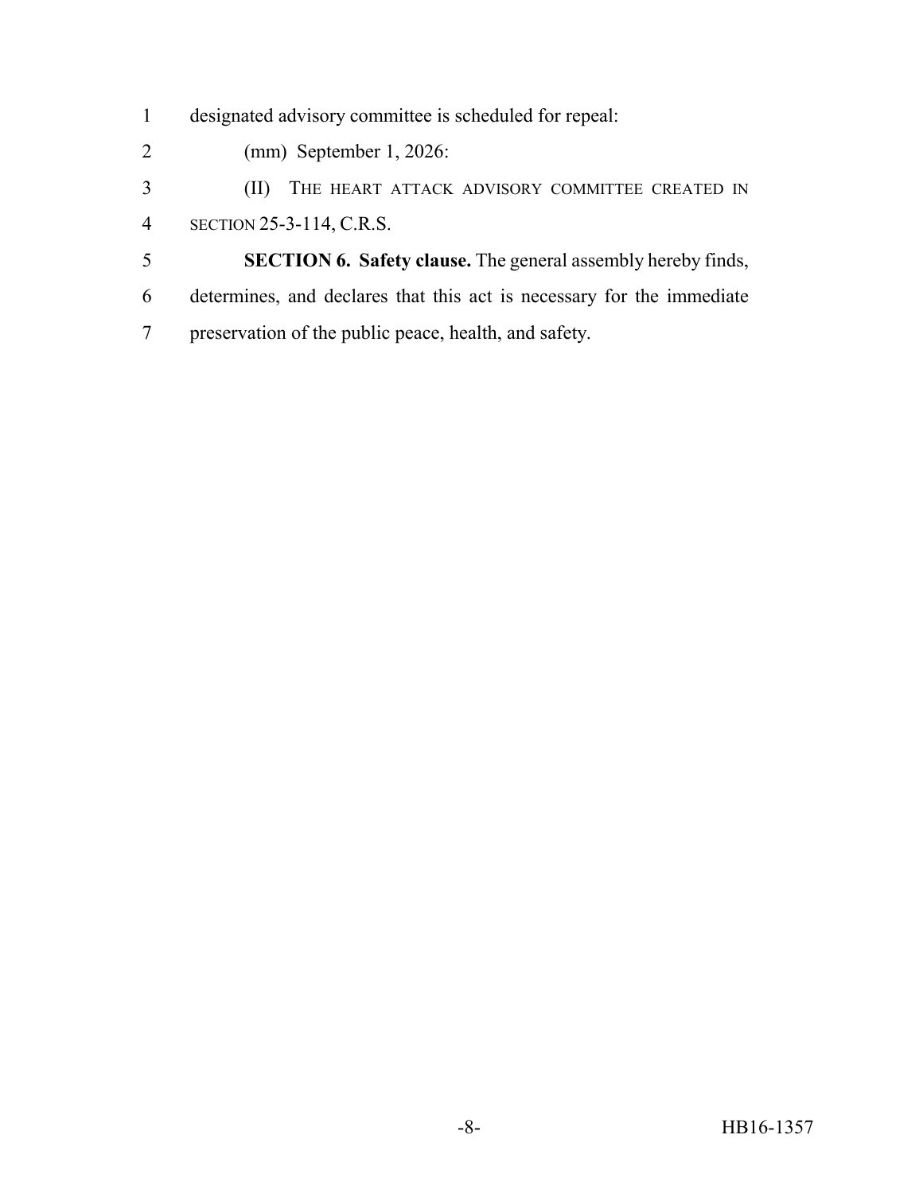designated advisory committee is scheduled for repeal:

(mm) September 1, 2026:

(II) THE HEART ATTACK ADVISORY COMMITTEE CREATED IN SECTION 25-3-114, C.R.S.

**SECTION 6. Safety clause.** The general assembly hereby finds, determines, and declares that this act is necessary for the immediate preservation of the public peace, health, and safety.